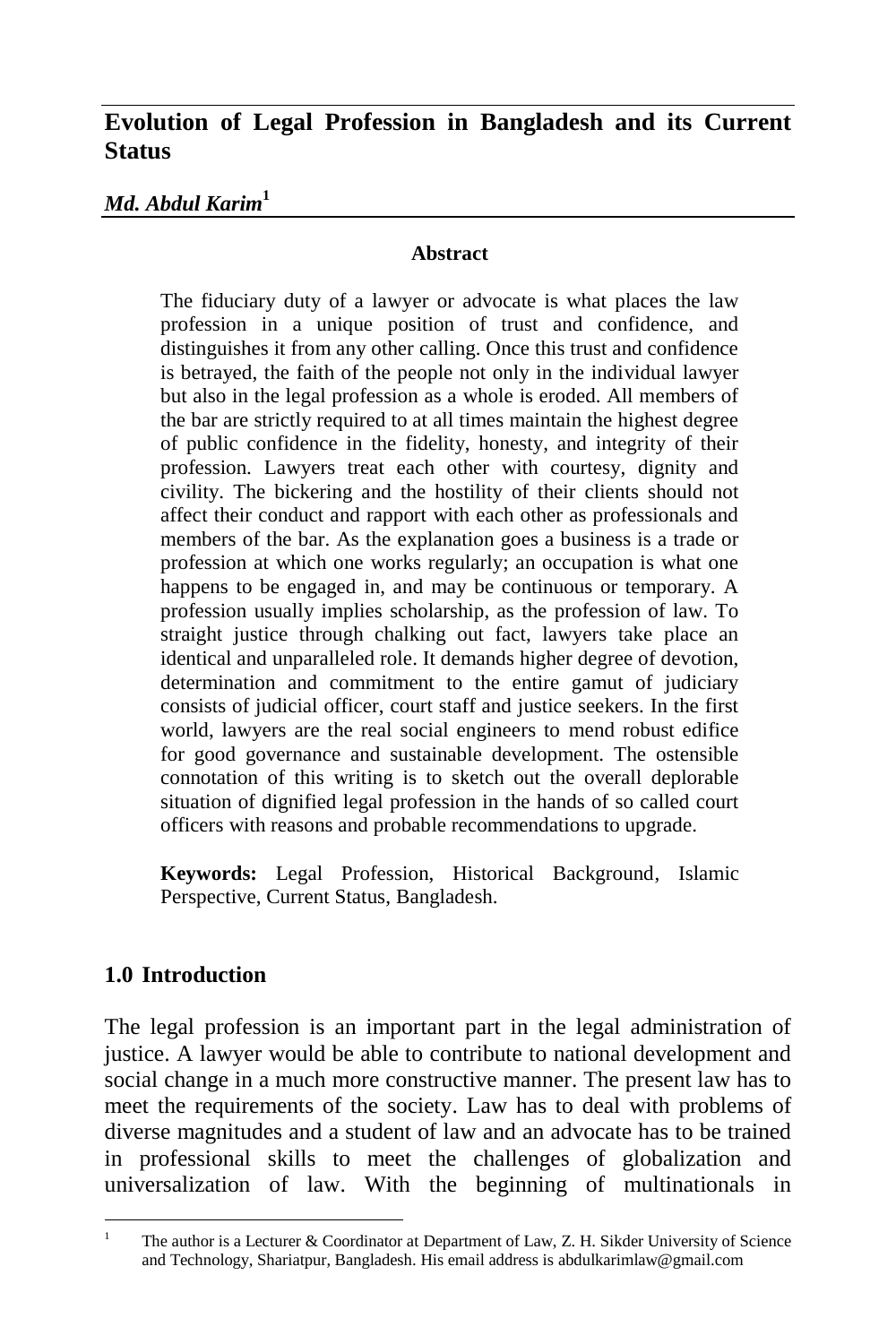# Evolution of Legal Profession in Bangladesh and its Current Status

***Md. Abdul Karim*[1]**

### Abstract

The fiduciary duty of a lawyer or advocate is what places the law profession in a unique position of trust and confidence, and distinguishes it from any other calling. Once this trust and confidence is betrayed, the faith of the people not only in the individual lawyer but also in the legal profession as a whole is eroded. All members of the bar are strictly required to at all times maintain the highest degree of public confidence in the fidelity, honesty, and integrity of their profession. Lawyers treat each other with courtesy, dignity and civility. The bickering and the hostility of their clients should not affect their conduct and rapport with each other as professionals and members of the bar. As the explanation goes a business is a trade or profession at which one works regularly; an occupation is what one happens to be engaged in, and may be continuous or temporary. A profession usually implies scholarship, as the profession of law. To straight justice through chalking out fact, lawyers take place an identical and unparalleled role. It demands higher degree of devotion, determination and commitment to the entire gamut of judiciary consists of judicial officer, court staff and justice seekers. In the first world, lawyers are the real social engineers to mend robust edifice for good governance and sustainable development. The ostensible connotation of this writing is to sketch out the overall deplorable situation of dignified legal profession in the hands of so called court officers with reasons and probable recommendations to upgrade.

**Keywords:** Legal Profession, Historical Background, Islamic Perspective, Current Status, Bangladesh.

## 1.0 Introduction

The legal profession is an important part in the legal administration of justice. A lawyer would be able to contribute to national development and social change in a much more constructive manner. The present law has to meet the requirements of the society. Law has to deal with problems of diverse magnitudes and a student of law and an advocate has to be trained in professional skills to meet the challenges of globalization and universalization of law. With the beginning of multinationals in

---

[1] The author is a Lecturer & Coordinator at Department of Law, Z. H. Sikder University of Science and Technology, Shariatpur, Bangladesh. His email address is abdulkarimlaw@gmail.com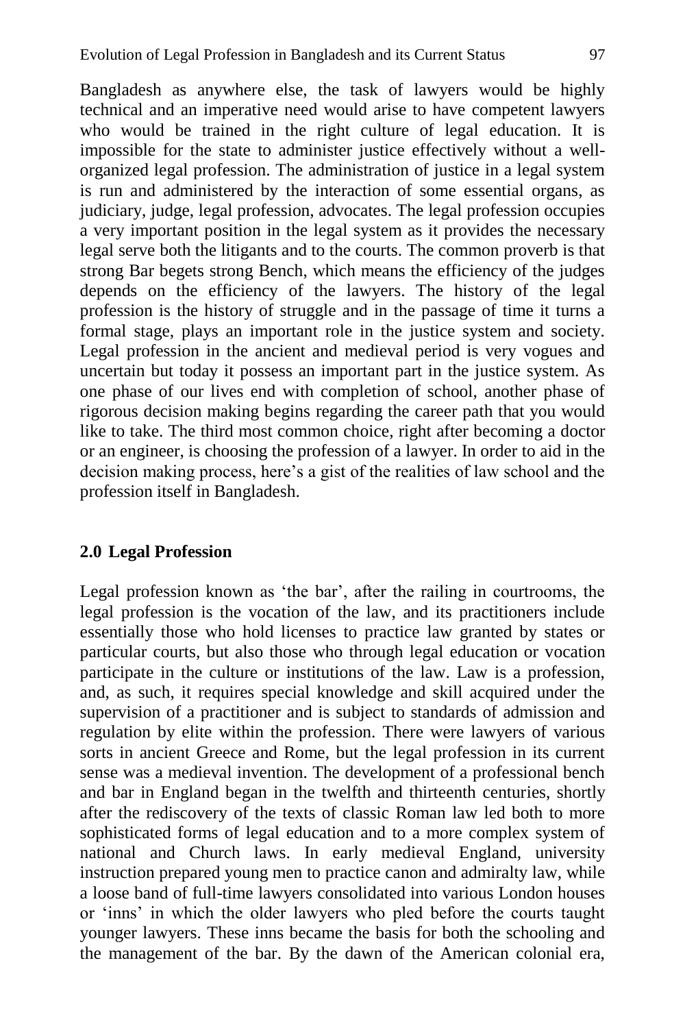Bangladesh as anywhere else, the task of lawyers would be highly technical and an imperative need would arise to have competent lawyers who would be trained in the right culture of legal education. It is impossible for the state to administer justice effectively without a well-organized legal profession. The administration of justice in a legal system is run and administered by the interaction of some essential organs, as judiciary, judge, legal profession, advocates. The legal profession occupies a very important position in the legal system as it provides the necessary legal serve both the litigants and to the courts. The common proverb is that strong Bar begets strong Bench, which means the efficiency of the judges depends on the efficiency of the lawyers. The history of the legal profession is the history of struggle and in the passage of time it turns a formal stage, plays an important role in the justice system and society. Legal profession in the ancient and medieval period is very vogues and uncertain but today it possess an important part in the justice system. As one phase of our lives end with completion of school, another phase of rigorous decision making begins regarding the career path that you would like to take. The third most common choice, right after becoming a doctor or an engineer, is choosing the profession of a lawyer. In order to aid in the decision making process, here's a gist of the realities of law school and the profession itself in Bangladesh.

## 2.0 Legal Profession

Legal profession known as 'the bar', after the railing in courtrooms, the legal profession is the vocation of the law, and its practitioners include essentially those who hold licenses to practice law granted by states or particular courts, but also those who through legal education or vocation participate in the culture or institutions of the law. Law is a profession, and, as such, it requires special knowledge and skill acquired under the supervision of a practitioner and is subject to standards of admission and regulation by elite within the profession. There were lawyers of various sorts in ancient Greece and Rome, but the legal profession in its current sense was a medieval invention. The development of a professional bench and bar in England began in the twelfth and thirteenth centuries, shortly after the rediscovery of the texts of classic Roman law led both to more sophisticated forms of legal education and to a more complex system of national and Church laws. In early medieval England, university instruction prepared young men to practice canon and admiralty law, while a loose band of full-time lawyers consolidated into various London houses or 'inns' in which the older lawyers who pled before the courts taught younger lawyers. These inns became the basis for both the schooling and the management of the bar. By the dawn of the American colonial era,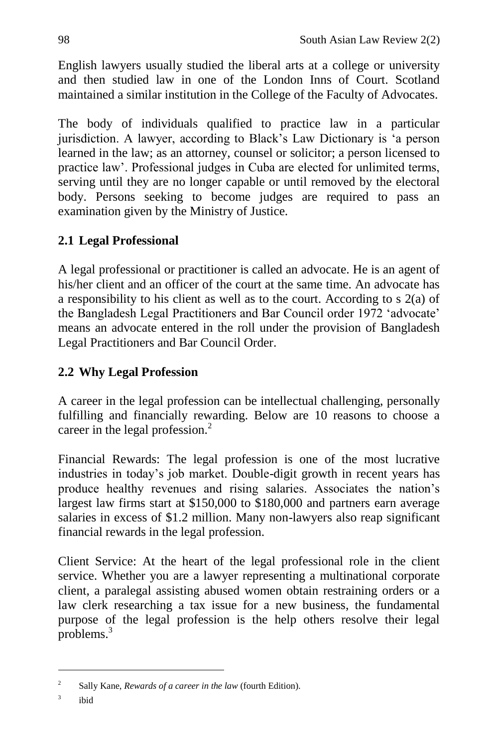English lawyers usually studied the liberal arts at a college or university and then studied law in one of the London Inns of Court. Scotland maintained a similar institution in the College of the Faculty of Advocates.

The body of individuals qualified to practice law in a particular jurisdiction. A lawyer, according to Black's Law Dictionary is 'a person learned in the law; as an attorney, counsel or solicitor; a person licensed to practice law'. Professional judges in Cuba are elected for unlimited terms, serving until they are no longer capable or until removed by the electoral body. Persons seeking to become judges are required to pass an examination given by the Ministry of Justice.

### 2.1 Legal Professional

A legal professional or practitioner is called an advocate. He is an agent of his/her client and an officer of the court at the same time. An advocate has a responsibility to his client as well as to the court. According to s 2(a) of the Bangladesh Legal Practitioners and Bar Council order 1972 'advocate' means an advocate entered in the roll under the provision of Bangladesh Legal Practitioners and Bar Council Order.

### 2.2 Why Legal Profession

A career in the legal profession can be intellectual challenging, personally fulfilling and financially rewarding. Below are 10 reasons to choose a career in the legal profession.[2]

Financial Rewards: The legal profession is one of the most lucrative industries in today's job market. Double-digit growth in recent years has produce healthy revenues and rising salaries. Associates the nation's largest law firms start at $150,000 to $180,000 and partners earn average salaries in excess of $1.2 million. Many non-lawyers also reap significant financial rewards in the legal profession.

Client Service: At the heart of the legal professional role in the client service. Whether you are a lawyer representing a multinational corporate client, a paralegal assisting abused women obtain restraining orders or a law clerk researching a tax issue for a new business, the fundamental purpose of the legal profession is the help others resolve their legal problems.[3]

---

[2] Sally Kane, *Rewards of a career in the law* (fourth Edition).

[3] ibid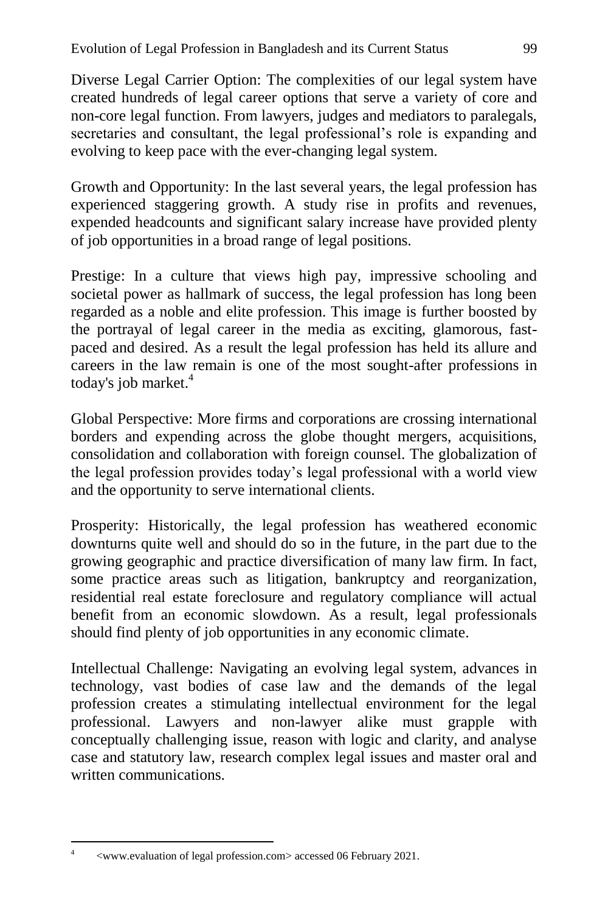Diverse Legal Carrier Option: The complexities of our legal system have created hundreds of legal career options that serve a variety of core and non-core legal function. From lawyers, judges and mediators to paralegals, secretaries and consultant, the legal professional's role is expanding and evolving to keep pace with the ever-changing legal system.

Growth and Opportunity: In the last several years, the legal profession has experienced staggering growth. A study rise in profits and revenues, expended headcounts and significant salary increase have provided plenty of job opportunities in a broad range of legal positions.

Prestige: In a culture that views high pay, impressive schooling and societal power as hallmark of success, the legal profession has long been regarded as a noble and elite profession. This image is further boosted by the portrayal of legal career in the media as exciting, glamorous, fast-paced and desired. As a result the legal profession has held its allure and careers in the law remain is one of the most sought-after professions in today's job market.[4]

Global Perspective: More firms and corporations are crossing international borders and expending across the globe thought mergers, acquisitions, consolidation and collaboration with foreign counsel. The globalization of the legal profession provides today's legal professional with a world view and the opportunity to serve international clients.

Prosperity: Historically, the legal profession has weathered economic downturns quite well and should do so in the future, in the part due to the growing geographic and practice diversification of many law firm. In fact, some practice areas such as litigation, bankruptcy and reorganization, residential real estate foreclosure and regulatory compliance will actual benefit from an economic slowdown. As a result, legal professionals should find plenty of job opportunities in any economic climate.

Intellectual Challenge: Navigating an evolving legal system, advances in technology, vast bodies of case law and the demands of the legal profession creates a stimulating intellectual environment for the legal professional. Lawyers and non-lawyer alike must grapple with conceptually challenging issue, reason with logic and clarity, and analyse case and statutory law, research complex legal issues and master oral and written communications.

---

[4] <www.evaluation of legal profession.com> accessed 06 February 2021.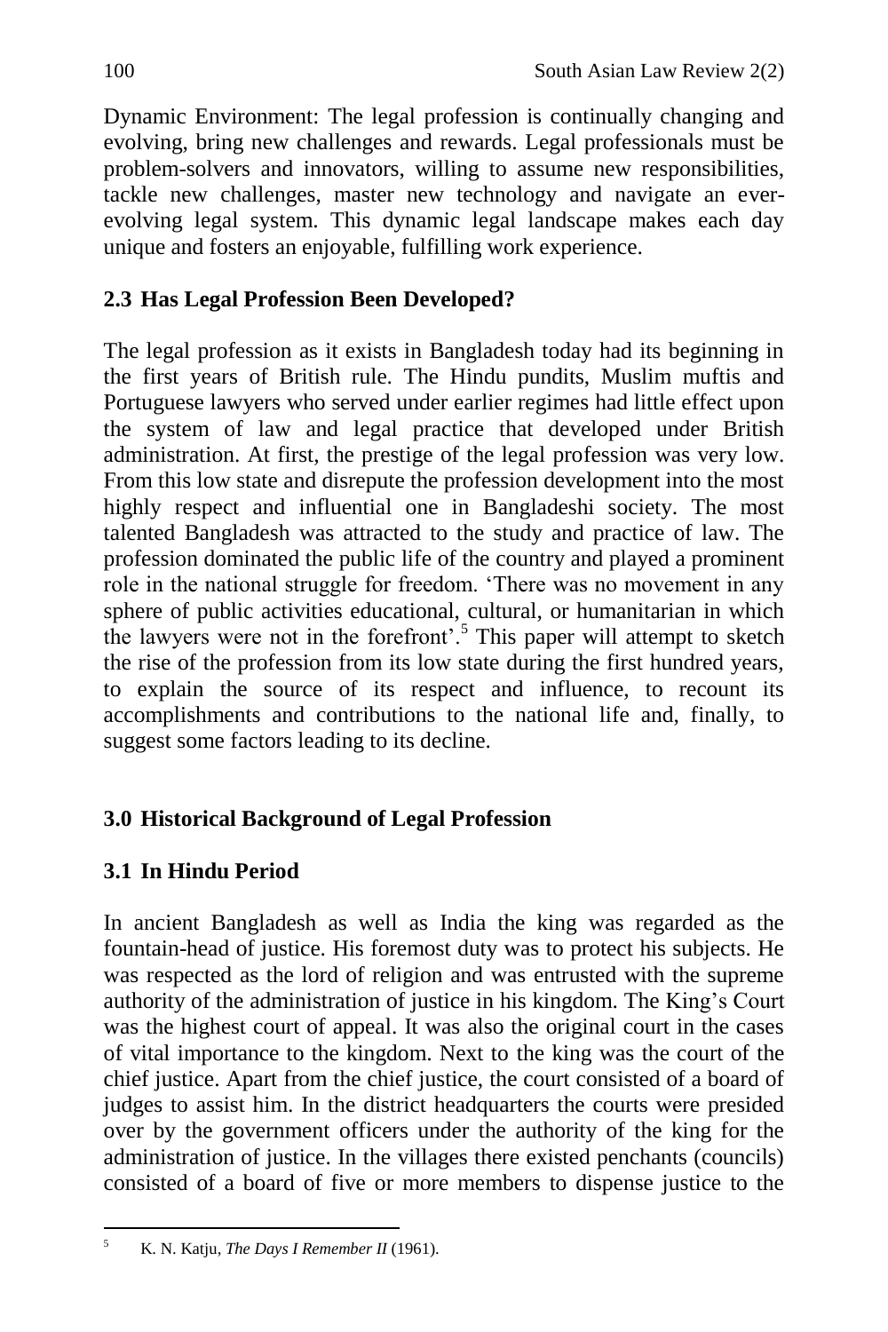Dynamic Environment: The legal profession is continually changing and evolving, bring new challenges and rewards. Legal professionals must be problem-solvers and innovators, willing to assume new responsibilities, tackle new challenges, master new technology and navigate an ever-evolving legal system. This dynamic legal landscape makes each day unique and fosters an enjoyable, fulfilling work experience.

### 2.3 Has Legal Profession Been Developed?

The legal profession as it exists in Bangladesh today had its beginning in the first years of British rule. The Hindu pundits, Muslim muftis and Portuguese lawyers who served under earlier regimes had little effect upon the system of law and legal practice that developed under British administration. At first, the prestige of the legal profession was very low. From this low state and disrepute the profession development into the most highly respect and influential one in Bangladeshi society. The most talented Bangladesh was attracted to the study and practice of law. The profession dominated the public life of the country and played a prominent role in the national struggle for freedom. 'There was no movement in any sphere of public activities educational, cultural, or humanitarian in which the lawyers were not in the forefront'.[5] This paper will attempt to sketch the rise of the profession from its low state during the first hundred years, to explain the source of its respect and influence, to recount its accomplishments and contributions to the national life and, finally, to suggest some factors leading to its decline.

## 3.0 Historical Background of Legal Profession

### 3.1 In Hindu Period

In ancient Bangladesh as well as India the king was regarded as the fountain-head of justice. His foremost duty was to protect his subjects. He was respected as the lord of religion and was entrusted with the supreme authority of the administration of justice in his kingdom. The King's Court was the highest court of appeal. It was also the original court in the cases of vital importance to the kingdom. Next to the king was the court of the chief justice. Apart from the chief justice, the court consisted of a board of judges to assist him. In the district headquarters the courts were presided over by the government officers under the authority of the king for the administration of justice. In the villages there existed penchants (councils) consisted of a board of five or more members to dispense justice to the

---

[5] K. N. Katju, *The Days I Remember II* (1961).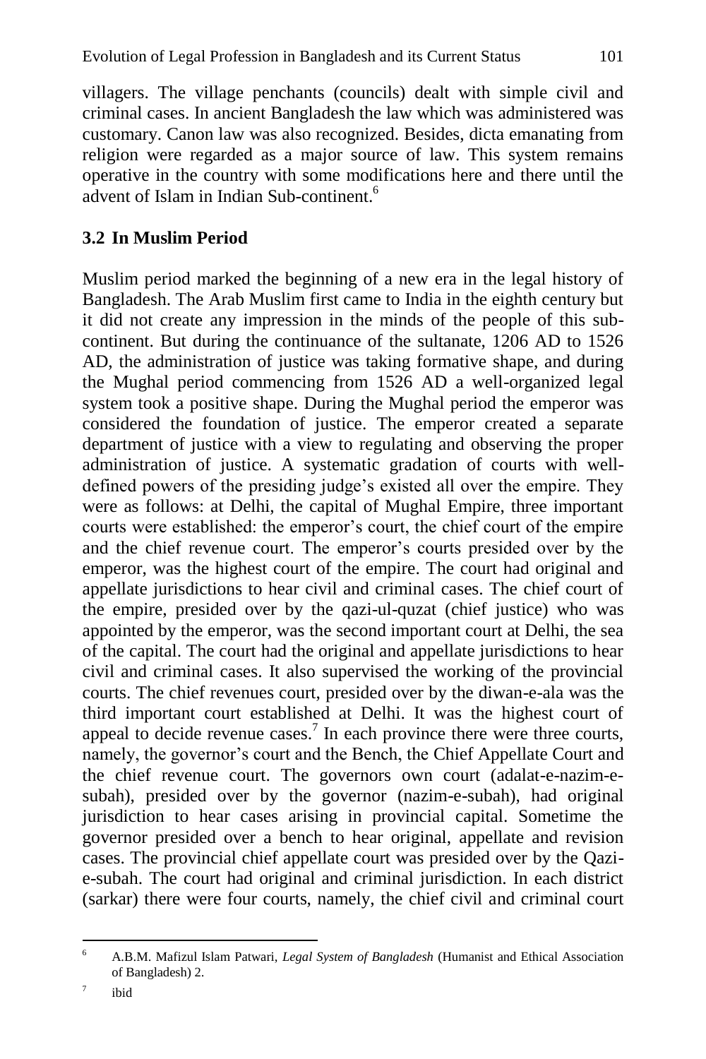villagers. The village penchants (councils) dealt with simple civil and criminal cases. In ancient Bangladesh the law which was administered was customary. Canon law was also recognized. Besides, dicta emanating from religion were regarded as a major source of law. This system remains operative in the country with some modifications here and there until the advent of Islam in Indian Sub-continent.[6]

### 3.2 In Muslim Period

Muslim period marked the beginning of a new era in the legal history of Bangladesh. The Arab Muslim first came to India in the eighth century but it did not create any impression in the minds of the people of this sub-continent. But during the continuance of the sultanate, 1206 AD to 1526 AD, the administration of justice was taking formative shape, and during the Mughal period commencing from 1526 AD a well-organized legal system took a positive shape. During the Mughal period the emperor was considered the foundation of justice. The emperor created a separate department of justice with a view to regulating and observing the proper administration of justice. A systematic gradation of courts with well-defined powers of the presiding judge's existed all over the empire. They were as follows: at Delhi, the capital of Mughal Empire, three important courts were established: the emperor's court, the chief court of the empire and the chief revenue court. The emperor's courts presided over by the emperor, was the highest court of the empire. The court had original and appellate jurisdictions to hear civil and criminal cases. The chief court of the empire, presided over by the qazi-ul-quzat (chief justice) who was appointed by the emperor, was the second important court at Delhi, the sea of the capital. The court had the original and appellate jurisdictions to hear civil and criminal cases. It also supervised the working of the provincial courts. The chief revenues court, presided over by the diwan-e-ala was the third important court established at Delhi. It was the highest court of appeal to decide revenue cases.[7] In each province there were three courts, namely, the governor's court and the Bench, the Chief Appellate Court and the chief revenue court. The governors own court (adalat-e-nazim-e-subah), presided over by the governor (nazim-e-subah), had original jurisdiction to hear cases arising in provincial capital. Sometime the governor presided over a bench to hear original, appellate and revision cases. The provincial chief appellate court was presided over by the Qazi-e-subah. The court had original and criminal jurisdiction. In each district (sarkar) there were four courts, namely, the chief civil and criminal court

---

[6] A.B.M. Mafizul Islam Patwari, *Legal System of Bangladesh* (Humanist and Ethical Association of Bangladesh) 2.

[7] ibid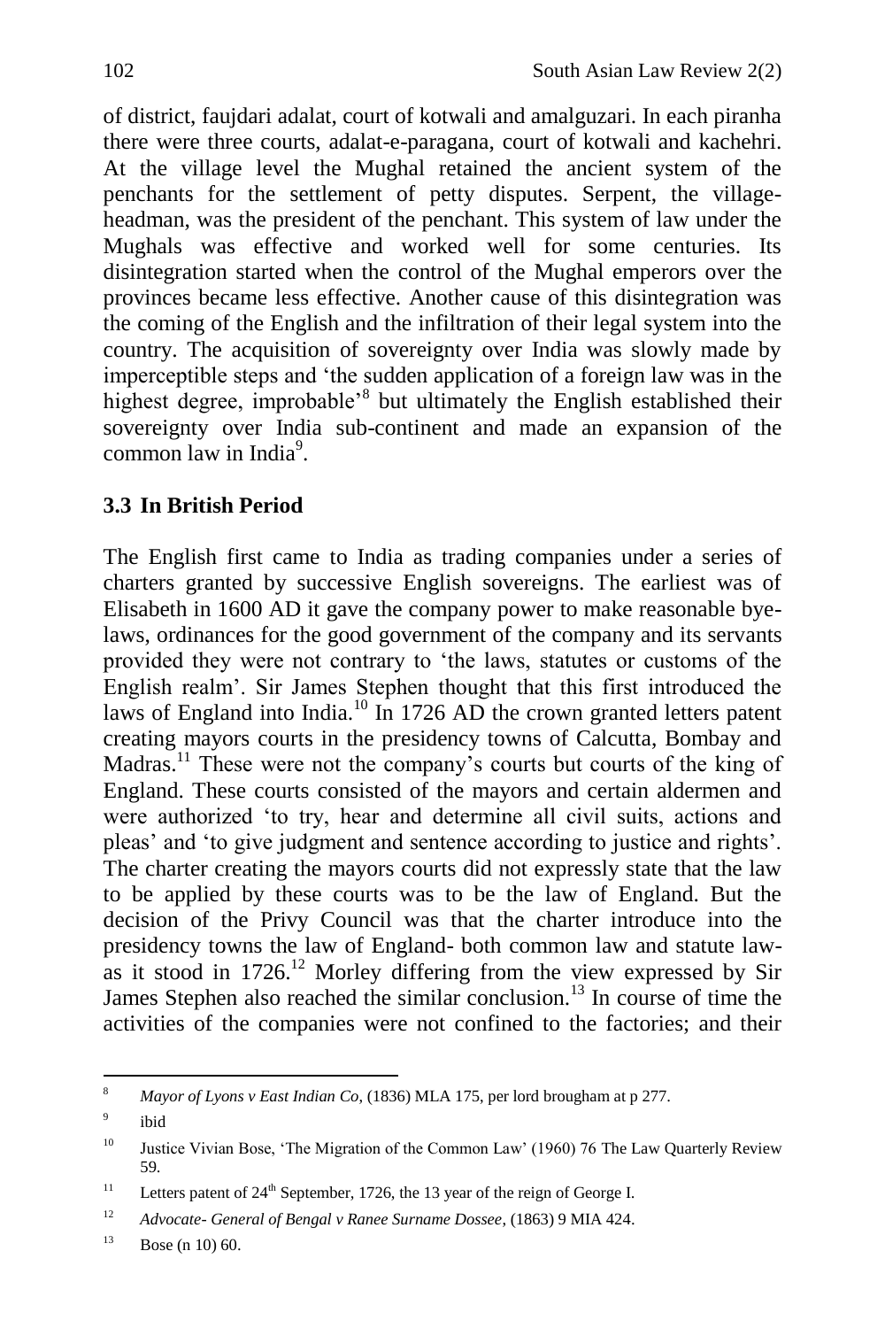of district, faujdari adalat, court of kotwali and amalguzari. In each piranha there were three courts, adalat-e-paragana, court of kotwali and kachehri. At the village level the Mughal retained the ancient system of the penchants for the settlement of petty disputes. Serpent, the village-headman, was the president of the penchant. This system of law under the Mughals was effective and worked well for some centuries. Its disintegration started when the control of the Mughal emperors over the provinces became less effective. Another cause of this disintegration was the coming of the English and the infiltration of their legal system into the country. The acquisition of sovereignty over India was slowly made by imperceptible steps and 'the sudden application of a foreign law was in the highest degree, improbable'[8] but ultimately the English established their sovereignty over India sub-continent and made an expansion of the common law in India[9].

### 3.3 In British Period

The English first came to India as trading companies under a series of charters granted by successive English sovereigns. The earliest was of Elisabeth in 1600 AD it gave the company power to make reasonable bye-laws, ordinances for the good government of the company and its servants provided they were not contrary to 'the laws, statutes or customs of the English realm'. Sir James Stephen thought that this first introduced the laws of England into India.[10] In 1726 AD the crown granted letters patent creating mayors courts in the presidency towns of Calcutta, Bombay and Madras.[11] These were not the company's courts but courts of the king of England. These courts consisted of the mayors and certain aldermen and were authorized 'to try, hear and determine all civil suits, actions and pleas' and 'to give judgment and sentence according to justice and rights'. The charter creating the mayors courts did not expressly state that the law to be applied by these courts was to be the law of England. But the decision of the Privy Council was that the charter introduce into the presidency towns the law of England- both common law and statute law-as it stood in 1726.[12] Morley differing from the view expressed by Sir James Stephen also reached the similar conclusion.[13] In course of time the activities of the companies were not confined to the factories; and their

---

[8] *Mayor of Lyons v East Indian Co*, (1836) MLA 175, per lord brougham at p 277.

[9] ibid

[10] Justice Vivian Bose, 'The Migration of the Common Law' (1960) 76 The Law Quarterly Review 59.

[11] Letters patent of 24th September, 1726, the 13 year of the reign of George I.

[12] *Advocate- General of Bengal v Ranee Surname Dossee*, (1863) 9 MIA 424.

[13] Bose (n 10) 60.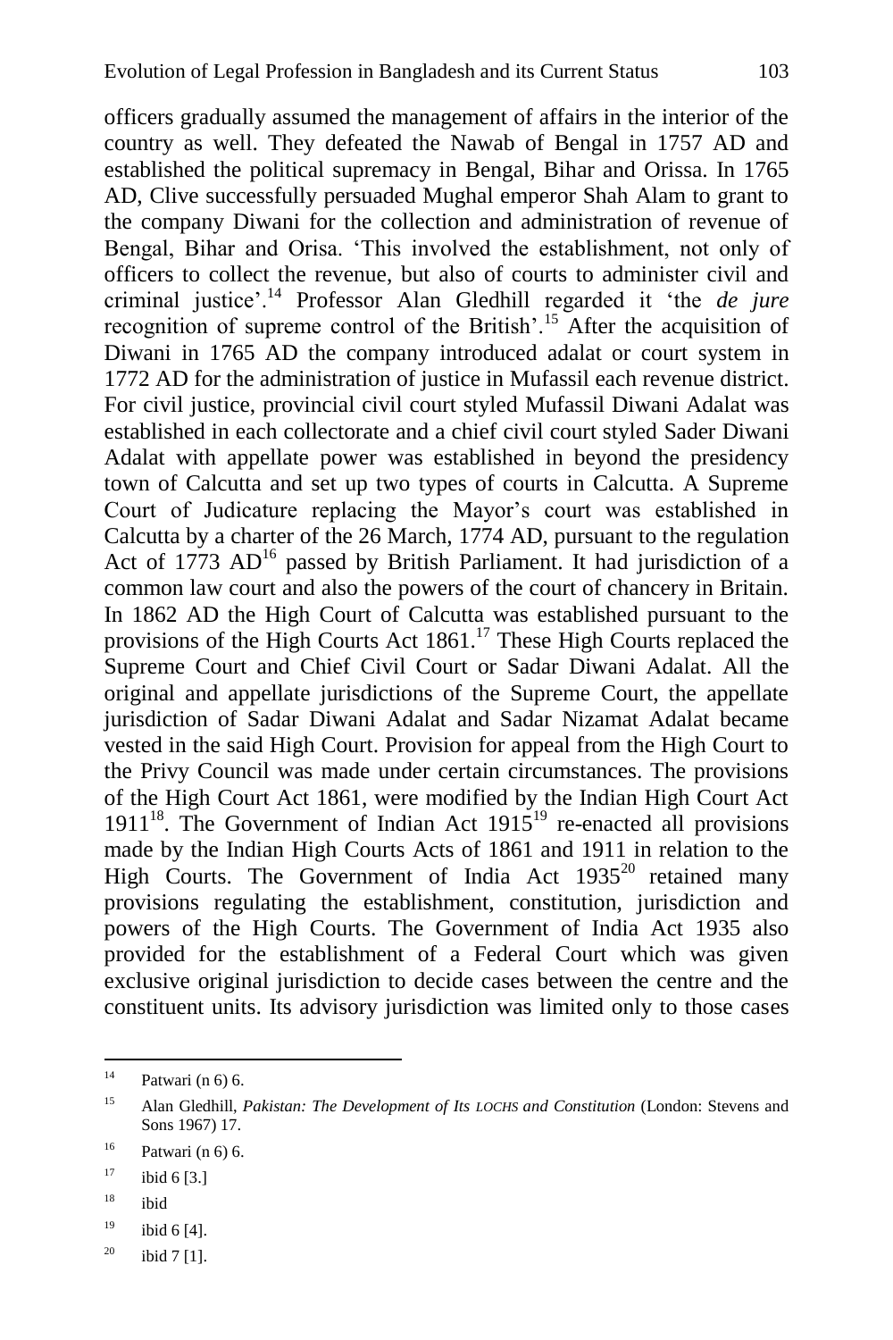officers gradually assumed the management of affairs in the interior of the country as well. They defeated the Nawab of Bengal in 1757 AD and established the political supremacy in Bengal, Bihar and Orissa. In 1765 AD, Clive successfully persuaded Mughal emperor Shah Alam to grant to the company Diwani for the collection and administration of revenue of Bengal, Bihar and Orisa. 'This involved the establishment, not only of officers to collect the revenue, but also of courts to administer civil and criminal justice'.[14] Professor Alan Gledhill regarded it 'the *de jure* recognition of supreme control of the British'.[15] After the acquisition of Diwani in 1765 AD the company introduced adalat or court system in 1772 AD for the administration of justice in Mufassil each revenue district. For civil justice, provincial civil court styled Mufassil Diwani Adalat was established in each collectorate and a chief civil court styled Sader Diwani Adalat with appellate power was established in beyond the presidency town of Calcutta and set up two types of courts in Calcutta. A Supreme Court of Judicature replacing the Mayor's court was established in Calcutta by a charter of the 26 March, 1774 AD, pursuant to the regulation Act of 1773 AD[16] passed by British Parliament. It had jurisdiction of a common law court and also the powers of the court of chancery in Britain. In 1862 AD the High Court of Calcutta was established pursuant to the provisions of the High Courts Act 1861.[17] These High Courts replaced the Supreme Court and Chief Civil Court or Sadar Diwani Adalat. All the original and appellate jurisdictions of the Supreme Court, the appellate jurisdiction of Sadar Diwani Adalat and Sadar Nizamat Adalat became vested in the said High Court. Provision for appeal from the High Court to the Privy Council was made under certain circumstances. The provisions of the High Court Act 1861, were modified by the Indian High Court Act 1911[18]. The Government of Indian Act 1915[19] re-enacted all provisions made by the Indian High Courts Acts of 1861 and 1911 in relation to the High Courts. The Government of India Act 1935[20] retained many provisions regulating the establishment, constitution, jurisdiction and powers of the High Courts. The Government of India Act 1935 also provided for the establishment of a Federal Court which was given exclusive original jurisdiction to decide cases between the centre and the constituent units. Its advisory jurisdiction was limited only to those cases

---

14 Patwari (n 6) 6.

15 Alan Gledhill, *Pakistan: The Development of Its LOCHS and Constitution* (London: Stevens and Sons 1967) 17.

16 Patwari (n 6) 6.

17 ibid 6 [3.]

18 ibid

19 ibid 6 [4].

20 ibid 7 [1].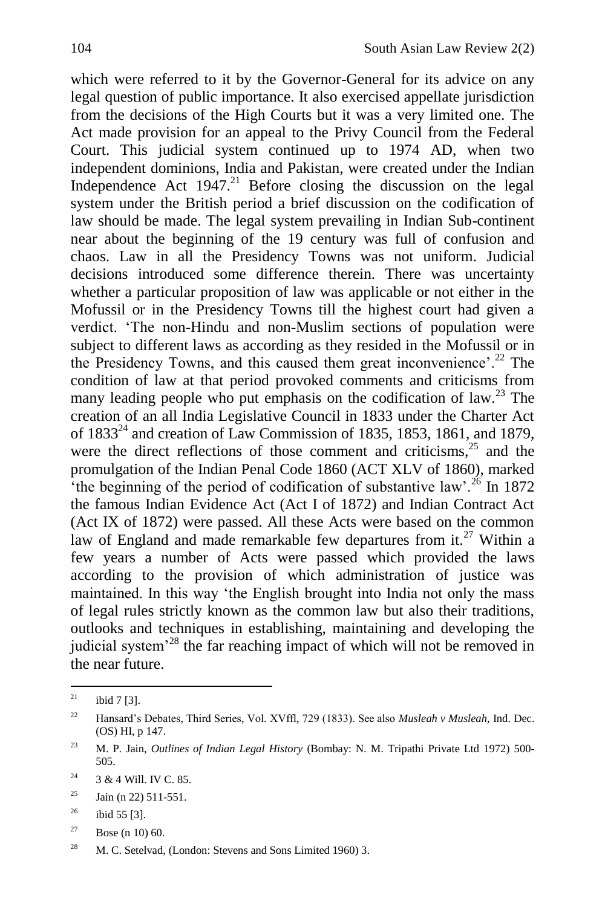which were referred to it by the Governor-General for its advice on any legal question of public importance. It also exercised appellate jurisdiction from the decisions of the High Courts but it was a very limited one. The Act made provision for an appeal to the Privy Council from the Federal Court. This judicial system continued up to 1974 AD, when two independent dominions, India and Pakistan, were created under the Indian Independence Act 1947.[21] Before closing the discussion on the legal system under the British period a brief discussion on the codification of law should be made. The legal system prevailing in Indian Sub-continent near about the beginning of the 19 century was full of confusion and chaos. Law in all the Presidency Towns was not uniform. Judicial decisions introduced some difference therein. There was uncertainty whether a particular proposition of law was applicable or not either in the Mofussil or in the Presidency Towns till the highest court had given a verdict. 'The non-Hindu and non-Muslim sections of population were subject to different laws as according as they resided in the Mofussil or in the Presidency Towns, and this caused them great inconvenience'.[22] The condition of law at that period provoked comments and criticisms from many leading people who put emphasis on the codification of law.[23] The creation of an all India Legislative Council in 1833 under the Charter Act of 1833[24] and creation of Law Commission of 1835, 1853, 1861, and 1879, were the direct reflections of those comment and criticisms,[25] and the promulgation of the Indian Penal Code 1860 (ACT XLV of 1860), marked 'the beginning of the period of codification of substantive law'.[26] In 1872 the famous Indian Evidence Act (Act I of 1872) and Indian Contract Act (Act IX of 1872) were passed. All these Acts were based on the common law of England and made remarkable few departures from it.[27] Within a few years a number of Acts were passed which provided the laws according to the provision of which administration of justice was maintained. In this way 'the English brought into India not only the mass of legal rules strictly known as the common law but also their traditions, outlooks and techniques in establishing, maintaining and developing the judicial system'[28] the far reaching impact of which will not be removed in the near future.

---

[21] ibid 7 [3].

[22] Hansard's Debates, Third Series, Vol. XVffl, 729 (1833). See also *Musleah v Musleah,* Ind. Dec. (OS) HI, p 147.

[23] M. P. Jain, *Outlines of Indian Legal History* (Bombay: N. M. Tripathi Private Ltd 1972) 500-505.

[24] 3 & 4 Will. IV C. 85.

[25] Jain (n 22) 511-551.

[26] ibid 55 [3].

[27] Bose (n 10) 60.

[28] M. C. Setelvad, (London: Stevens and Sons Limited 1960) 3.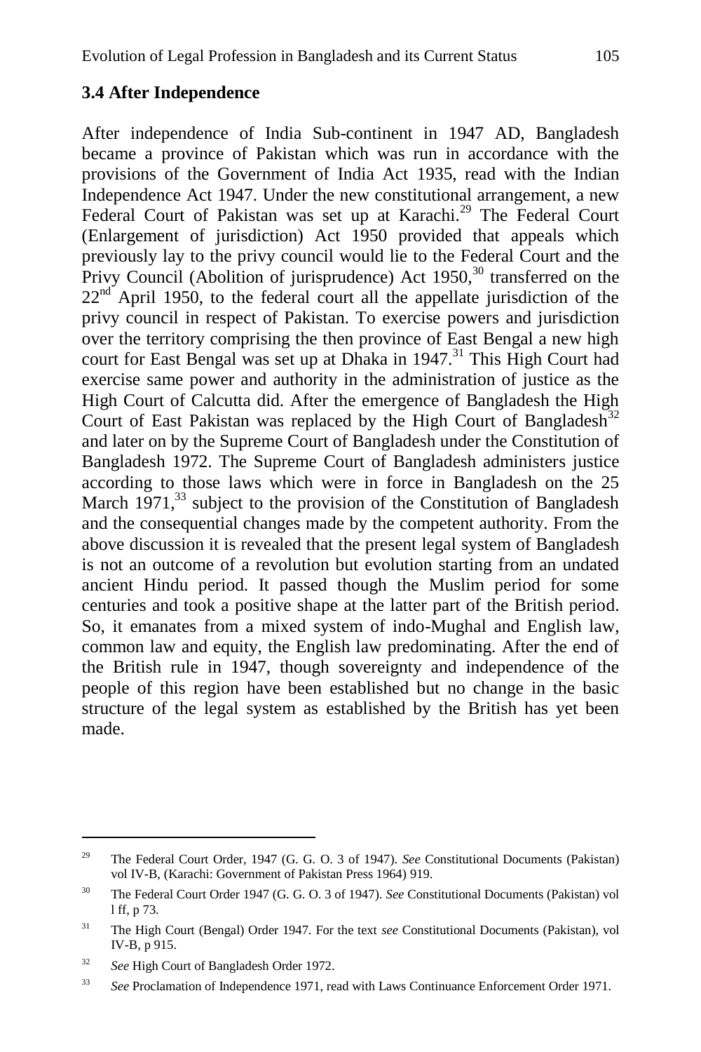### 3.4 After Independence

After independence of India Sub-continent in 1947 AD, Bangladesh became a province of Pakistan which was run in accordance with the provisions of the Government of India Act 1935, read with the Indian Independence Act 1947. Under the new constitutional arrangement, a new Federal Court of Pakistan was set up at Karachi.[29] The Federal Court (Enlargement of jurisdiction) Act 1950 provided that appeals which previously lay to the privy council would lie to the Federal Court and the Privy Council (Abolition of jurisprudence) Act 1950,[30] transferred on the 22nd April 1950, to the federal court all the appellate jurisdiction of the privy council in respect of Pakistan. To exercise powers and jurisdiction over the territory comprising the then province of East Bengal a new high court for East Bengal was set up at Dhaka in 1947.[31] This High Court had exercise same power and authority in the administration of justice as the High Court of Calcutta did. After the emergence of Bangladesh the High Court of East Pakistan was replaced by the High Court of Bangladesh[32] and later on by the Supreme Court of Bangladesh under the Constitution of Bangladesh 1972. The Supreme Court of Bangladesh administers justice according to those laws which were in force in Bangladesh on the 25 March 1971,[33] subject to the provision of the Constitution of Bangladesh and the consequential changes made by the competent authority. From the above discussion it is revealed that the present legal system of Bangladesh is not an outcome of a revolution but evolution starting from an undated ancient Hindu period. It passed though the Muslim period for some centuries and took a positive shape at the latter part of the British period. So, it emanates from a mixed system of indo-Mughal and English law, common law and equity, the English law predominating. After the end of the British rule in 1947, though sovereignty and independence of the people of this region have been established but no change in the basic structure of the legal system as established by the British has yet been made.

---

[29] The Federal Court Order, 1947 (G. G. O. 3 of 1947). *See* Constitutional Documents (Pakistan) vol IV-B, (Karachi: Government of Pakistan Press 1964) 919.

[30] The Federal Court Order 1947 (G. G. O. 3 of 1947). *See* Constitutional Documents (Pakistan) vol l ff, p 73.

[31] The High Court (Bengal) Order 1947. For the text *see* Constitutional Documents (Pakistan), vol IV-B, p 915.

[32] *See* High Court of Bangladesh Order 1972.

[33] *See* Proclamation of Independence 1971, read with Laws Continuance Enforcement Order 1971.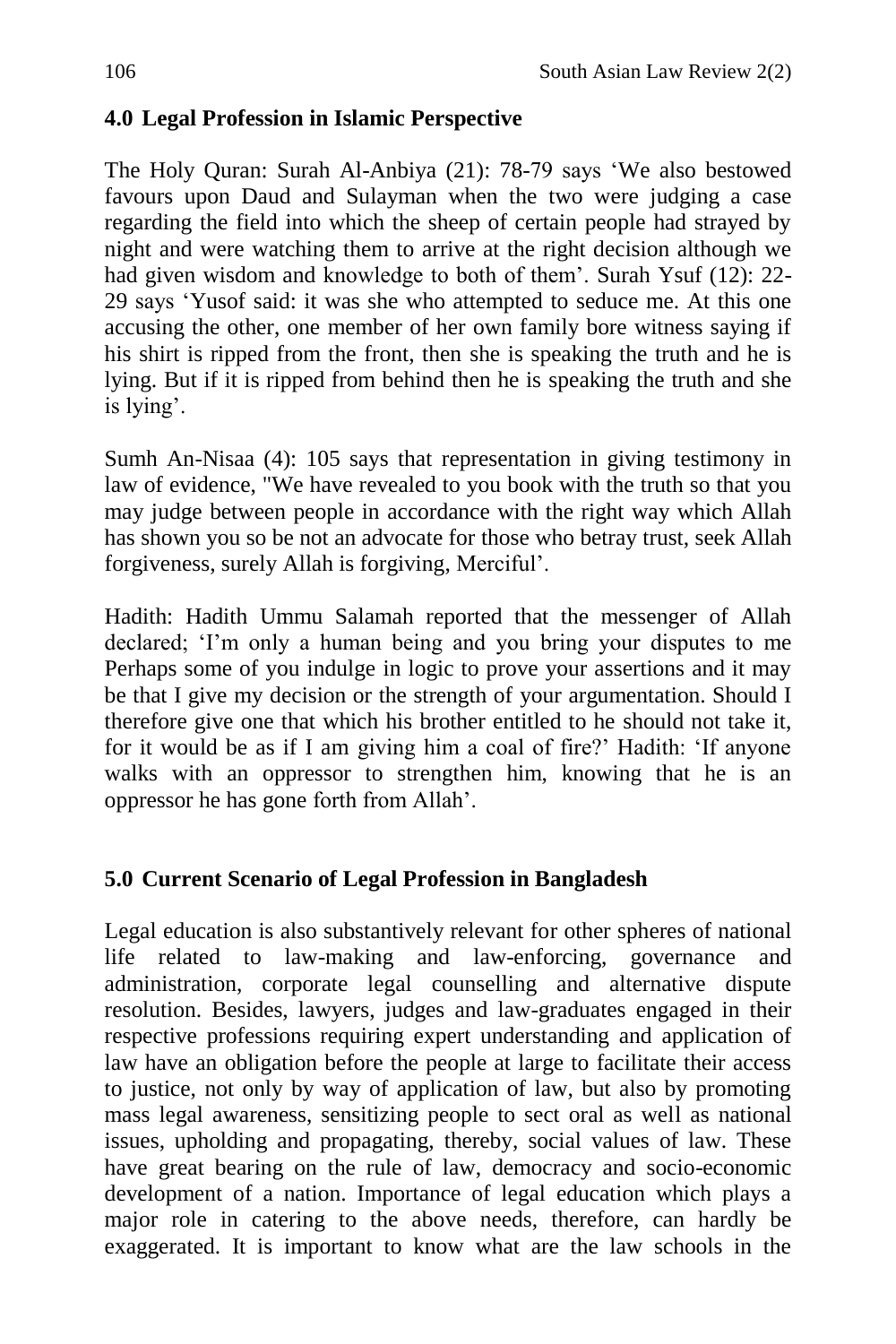## 4.0 Legal Profession in Islamic Perspective

The Holy Quran: Surah Al-Anbiya (21): 78-79 says 'We also bestowed favours upon Daud and Sulayman when the two were judging a case regarding the field into which the sheep of certain people had strayed by night and were watching them to arrive at the right decision although we had given wisdom and knowledge to both of them'. Surah Ysuf (12): 22-29 says 'Yusof said: it was she who attempted to seduce me. At this one accusing the other, one member of her own family bore witness saying if his shirt is ripped from the front, then she is speaking the truth and he is lying. But if it is ripped from behind then he is speaking the truth and she is lying'.

Sumh An-Nisaa (4): 105 says that representation in giving testimony in law of evidence, "We have revealed to you book with the truth so that you may judge between people in accordance with the right way which Allah has shown you so be not an advocate for those who betray trust, seek Allah forgiveness, surely Allah is forgiving, Merciful'.

Hadith: Hadith Ummu Salamah reported that the messenger of Allah declared; 'I'm only a human being and you bring your disputes to me Perhaps some of you indulge in logic to prove your assertions and it may be that I give my decision or the strength of your argumentation. Should I therefore give one that which his brother entitled to he should not take it, for it would be as if I am giving him a coal of fire?' Hadith: 'If anyone walks with an oppressor to strengthen him, knowing that he is an oppressor he has gone forth from Allah'.

## 5.0 Current Scenario of Legal Profession in Bangladesh

Legal education is also substantively relevant for other spheres of national life related to law-making and law-enforcing, governance and administration, corporate legal counselling and alternative dispute resolution. Besides, lawyers, judges and law-graduates engaged in their respective professions requiring expert understanding and application of law have an obligation before the people at large to facilitate their access to justice, not only by way of application of law, but also by promoting mass legal awareness, sensitizing people to sect oral as well as national issues, upholding and propagating, thereby, social values of law. These have great bearing on the rule of law, democracy and socio-economic development of a nation. Importance of legal education which plays a major role in catering to the above needs, therefore, can hardly be exaggerated. It is important to know what are the law schools in the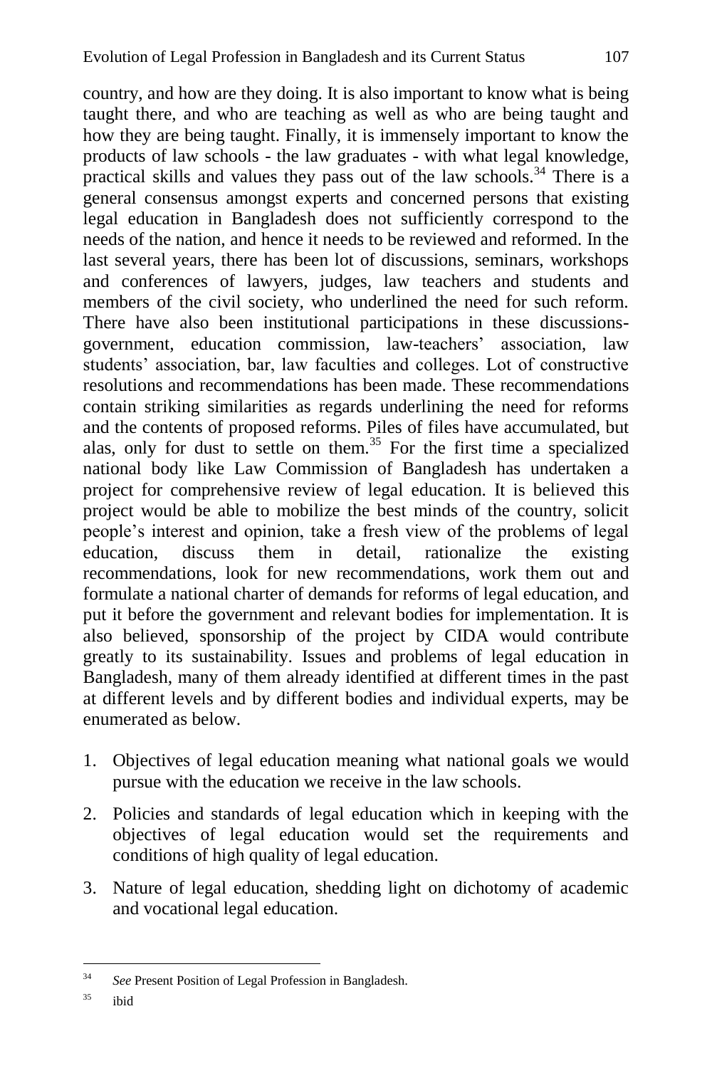country, and how are they doing. It is also important to know what is being taught there, and who are teaching as well as who are being taught and how they are being taught. Finally, it is immensely important to know the products of law schools - the law graduates - with what legal knowledge, practical skills and values they pass out of the law schools.[34] There is a general consensus amongst experts and concerned persons that existing legal education in Bangladesh does not sufficiently correspond to the needs of the nation, and hence it needs to be reviewed and reformed. In the last several years, there has been lot of discussions, seminars, workshops and conferences of lawyers, judges, law teachers and students and members of the civil society, who underlined the need for such reform. There have also been institutional participations in these discussions-government, education commission, law-teachers' association, law students' association, bar, law faculties and colleges. Lot of constructive resolutions and recommendations has been made. These recommendations contain striking similarities as regards underlining the need for reforms and the contents of proposed reforms. Piles of files have accumulated, but alas, only for dust to settle on them.[35] For the first time a specialized national body like Law Commission of Bangladesh has undertaken a project for comprehensive review of legal education. It is believed this project would be able to mobilize the best minds of the country, solicit people's interest and opinion, take a fresh view of the problems of legal education, discuss them in detail, rationalize the existing recommendations, look for new recommendations, work them out and formulate a national charter of demands for reforms of legal education, and put it before the government and relevant bodies for implementation. It is also believed, sponsorship of the project by CIDA would contribute greatly to its sustainability. Issues and problems of legal education in Bangladesh, many of them already identified at different times in the past at different levels and by different bodies and individual experts, may be enumerated as below.

1. Objectives of legal education meaning what national goals we would pursue with the education we receive in the law schools.
2. Policies and standards of legal education which in keeping with the objectives of legal education would set the requirements and conditions of high quality of legal education.
3. Nature of legal education, shedding light on dichotomy of academic and vocational legal education.

---

[34] *See* Present Position of Legal Profession in Bangladesh.

[35] ibid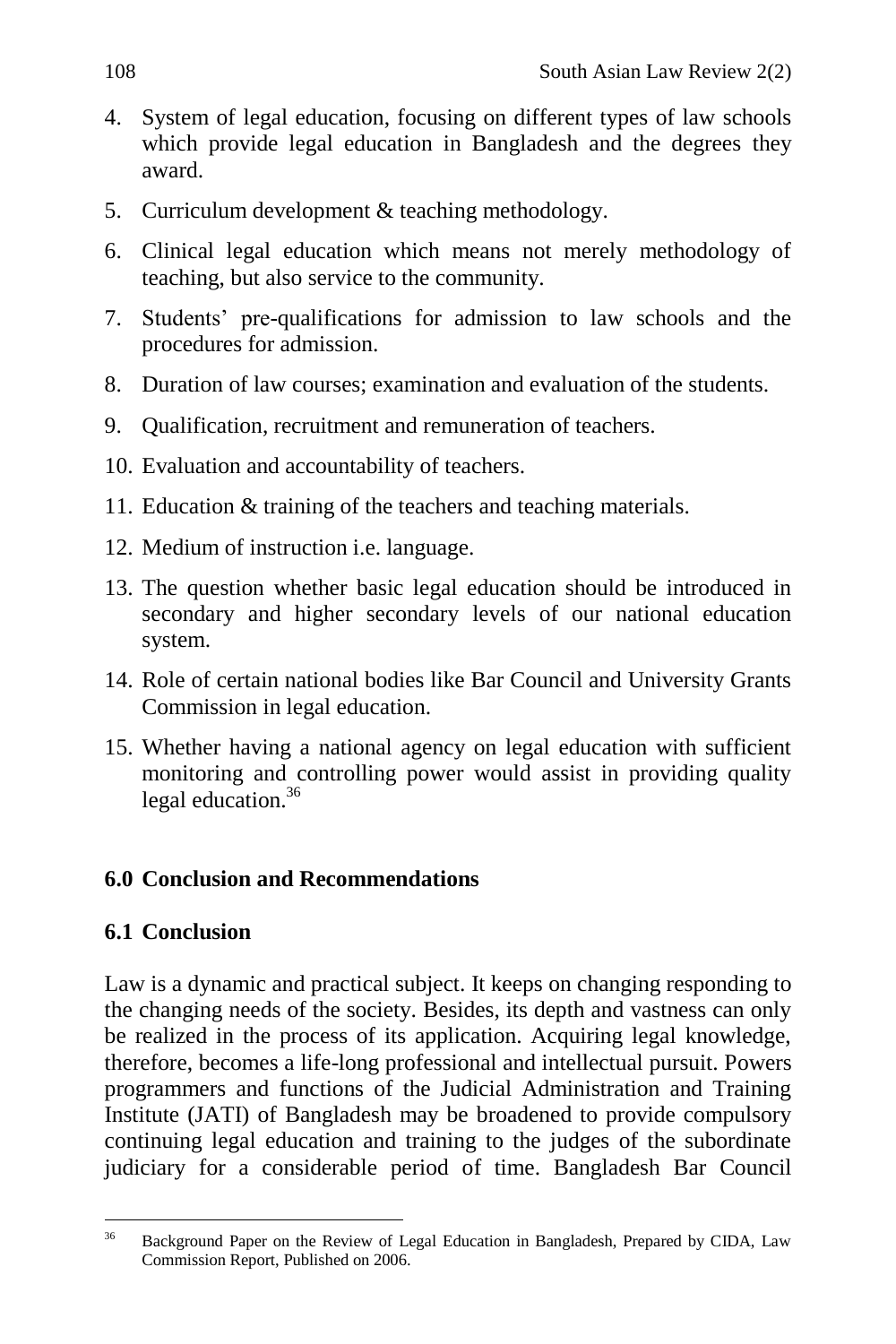4. System of legal education, focusing on different types of law schools which provide legal education in Bangladesh and the degrees they award.
5. Curriculum development & teaching methodology.
6. Clinical legal education which means not merely methodology of teaching, but also service to the community.
7. Students' pre-qualifications for admission to law schools and the procedures for admission.
8. Duration of law courses; examination and evaluation of the students.
9. Qualification, recruitment and remuneration of teachers.
10. Evaluation and accountability of teachers.
11. Education & training of the teachers and teaching materials.
12. Medium of instruction i.e. language.
13. The question whether basic legal education should be introduced in secondary and higher secondary levels of our national education system.
14. Role of certain national bodies like Bar Council and University Grants Commission in legal education.
15. Whether having a national agency on legal education with sufficient monitoring and controlling power would assist in providing quality legal education.[36]

## 6.0 Conclusion and Recommendations

### 6.1 Conclusion

Law is a dynamic and practical subject. It keeps on changing responding to the changing needs of the society. Besides, its depth and vastness can only be realized in the process of its application. Acquiring legal knowledge, therefore, becomes a life-long professional and intellectual pursuit. Powers programmers and functions of the Judicial Administration and Training Institute (JATI) of Bangladesh may be broadened to provide compulsory continuing legal education and training to the judges of the subordinate judiciary for a considerable period of time. Bangladesh Bar Council

---

[36] Background Paper on the Review of Legal Education in Bangladesh, Prepared by CIDA, Law Commission Report, Published on 2006.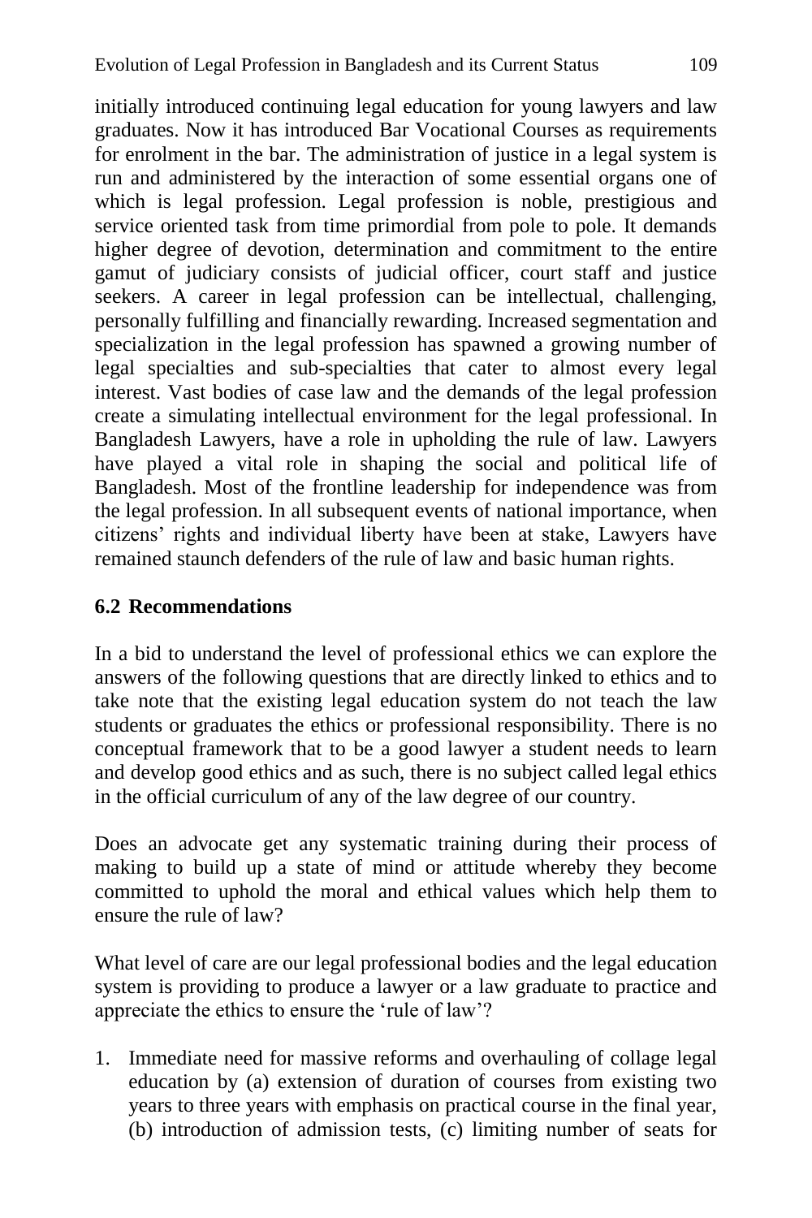initially introduced continuing legal education for young lawyers and law graduates. Now it has introduced Bar Vocational Courses as requirements for enrolment in the bar. The administration of justice in a legal system is run and administered by the interaction of some essential organs one of which is legal profession. Legal profession is noble, prestigious and service oriented task from time primordial from pole to pole. It demands higher degree of devotion, determination and commitment to the entire gamut of judiciary consists of judicial officer, court staff and justice seekers. A career in legal profession can be intellectual, challenging, personally fulfilling and financially rewarding. Increased segmentation and specialization in the legal profession has spawned a growing number of legal specialties and sub-specialties that cater to almost every legal interest. Vast bodies of case law and the demands of the legal profession create a simulating intellectual environment for the legal professional. In Bangladesh Lawyers, have a role in upholding the rule of law. Lawyers have played a vital role in shaping the social and political life of Bangladesh. Most of the frontline leadership for independence was from the legal profession. In all subsequent events of national importance, when citizens' rights and individual liberty have been at stake, Lawyers have remained staunch defenders of the rule of law and basic human rights.

## 6.2 Recommendations

In a bid to understand the level of professional ethics we can explore the answers of the following questions that are directly linked to ethics and to take note that the existing legal education system do not teach the law students or graduates the ethics or professional responsibility. There is no conceptual framework that to be a good lawyer a student needs to learn and develop good ethics and as such, there is no subject called legal ethics in the official curriculum of any of the law degree of our country.

Does an advocate get any systematic training during their process of making to build up a state of mind or attitude whereby they become committed to uphold the moral and ethical values which help them to ensure the rule of law?

What level of care are our legal professional bodies and the legal education system is providing to produce a lawyer or a law graduate to practice and appreciate the ethics to ensure the 'rule of law'?

1. Immediate need for massive reforms and overhauling of collage legal education by (a) extension of duration of courses from existing two years to three years with emphasis on practical course in the final year, (b) introduction of admission tests, (c) limiting number of seats for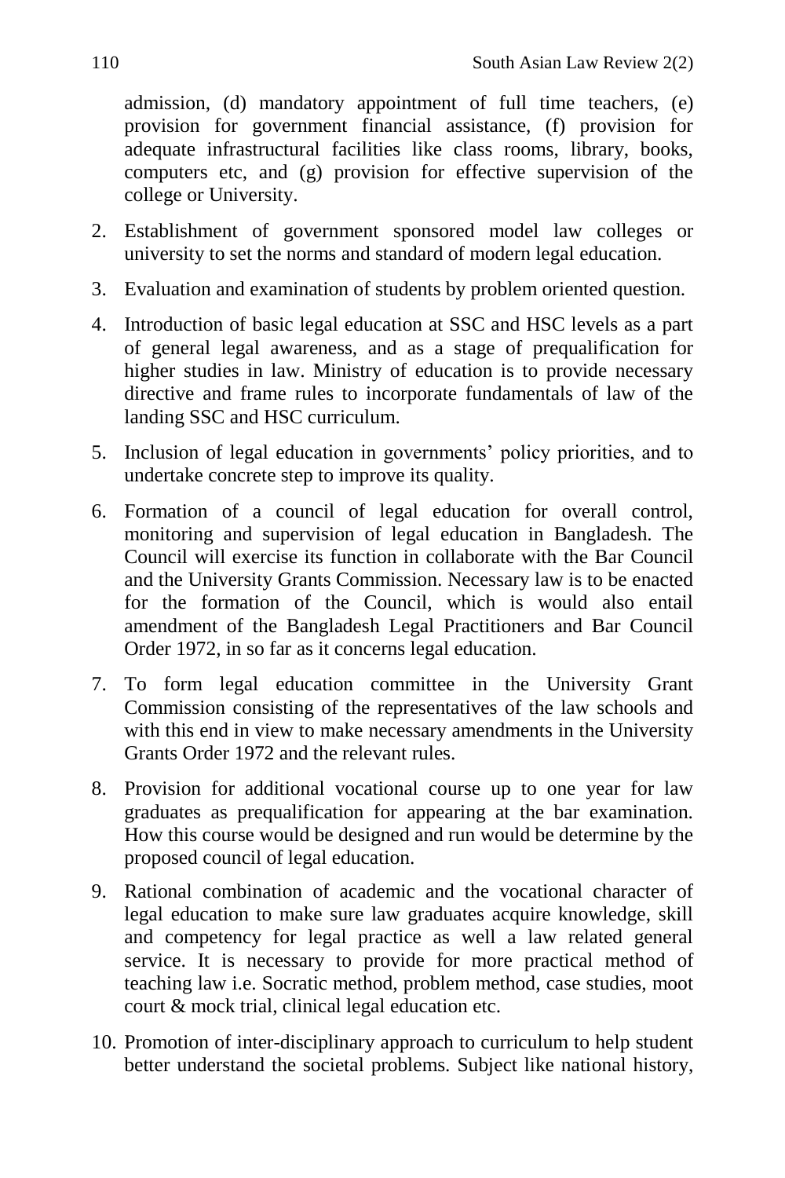admission, (d) mandatory appointment of full time teachers, (e) provision for government financial assistance, (f) provision for adequate infrastructural facilities like class rooms, library, books, computers etc, and (g) provision for effective supervision of the college or University.

2. Establishment of government sponsored model law colleges or university to set the norms and standard of modern legal education.
3. Evaluation and examination of students by problem oriented question.
4. Introduction of basic legal education at SSC and HSC levels as a part of general legal awareness, and as a stage of prequalification for higher studies in law. Ministry of education is to provide necessary directive and frame rules to incorporate fundamentals of law of the landing SSC and HSC curriculum.
5. Inclusion of legal education in governments' policy priorities, and to undertake concrete step to improve its quality.
6. Formation of a council of legal education for overall control, monitoring and supervision of legal education in Bangladesh. The Council will exercise its function in collaborate with the Bar Council and the University Grants Commission. Necessary law is to be enacted for the formation of the Council, which is would also entail amendment of the Bangladesh Legal Practitioners and Bar Council Order 1972, in so far as it concerns legal education.
7. To form legal education committee in the University Grant Commission consisting of the representatives of the law schools and with this end in view to make necessary amendments in the University Grants Order 1972 and the relevant rules.
8. Provision for additional vocational course up to one year for law graduates as prequalification for appearing at the bar examination. How this course would be designed and run would be determine by the proposed council of legal education.
9. Rational combination of academic and the vocational character of legal education to make sure law graduates acquire knowledge, skill and competency for legal practice as well a law related general service. It is necessary to provide for more practical method of teaching law i.e. Socratic method, problem method, case studies, moot court & mock trial, clinical legal education etc.
10. Promotion of inter-disciplinary approach to curriculum to help student better understand the societal problems. Subject like national history,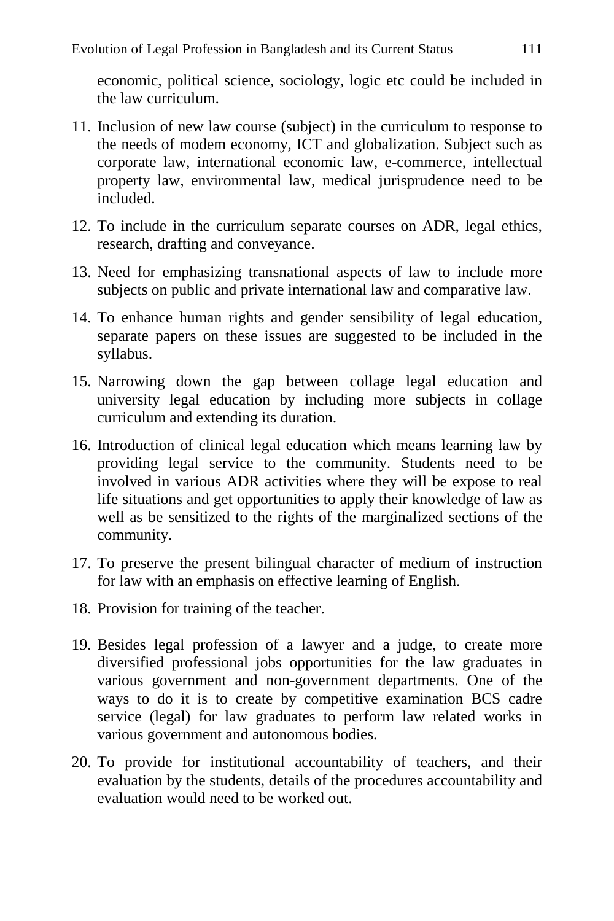economic, political science, sociology, logic etc could be included in the law curriculum.

11. Inclusion of new law course (subject) in the curriculum to response to the needs of modem economy, ICT and globalization. Subject such as corporate law, international economic law, e-commerce, intellectual property law, environmental law, medical jurisprudence need to be included.
12. To include in the curriculum separate courses on ADR, legal ethics, research, drafting and conveyance.
13. Need for emphasizing transnational aspects of law to include more subjects on public and private international law and comparative law.
14. To enhance human rights and gender sensibility of legal education, separate papers on these issues are suggested to be included in the syllabus.
15. Narrowing down the gap between collage legal education and university legal education by including more subjects in collage curriculum and extending its duration.
16. Introduction of clinical legal education which means learning law by providing legal service to the community. Students need to be involved in various ADR activities where they will be expose to real life situations and get opportunities to apply their knowledge of law as well as be sensitized to the rights of the marginalized sections of the community.
17. To preserve the present bilingual character of medium of instruction for law with an emphasis on effective learning of English.
18. Provision for training of the teacher.
19. Besides legal profession of a lawyer and a judge, to create more diversified professional jobs opportunities for the law graduates in various government and non-government departments. One of the ways to do it is to create by competitive examination BCS cadre service (legal) for law graduates to perform law related works in various government and autonomous bodies.
20. To provide for institutional accountability of teachers, and their evaluation by the students, details of the procedures accountability and evaluation would need to be worked out.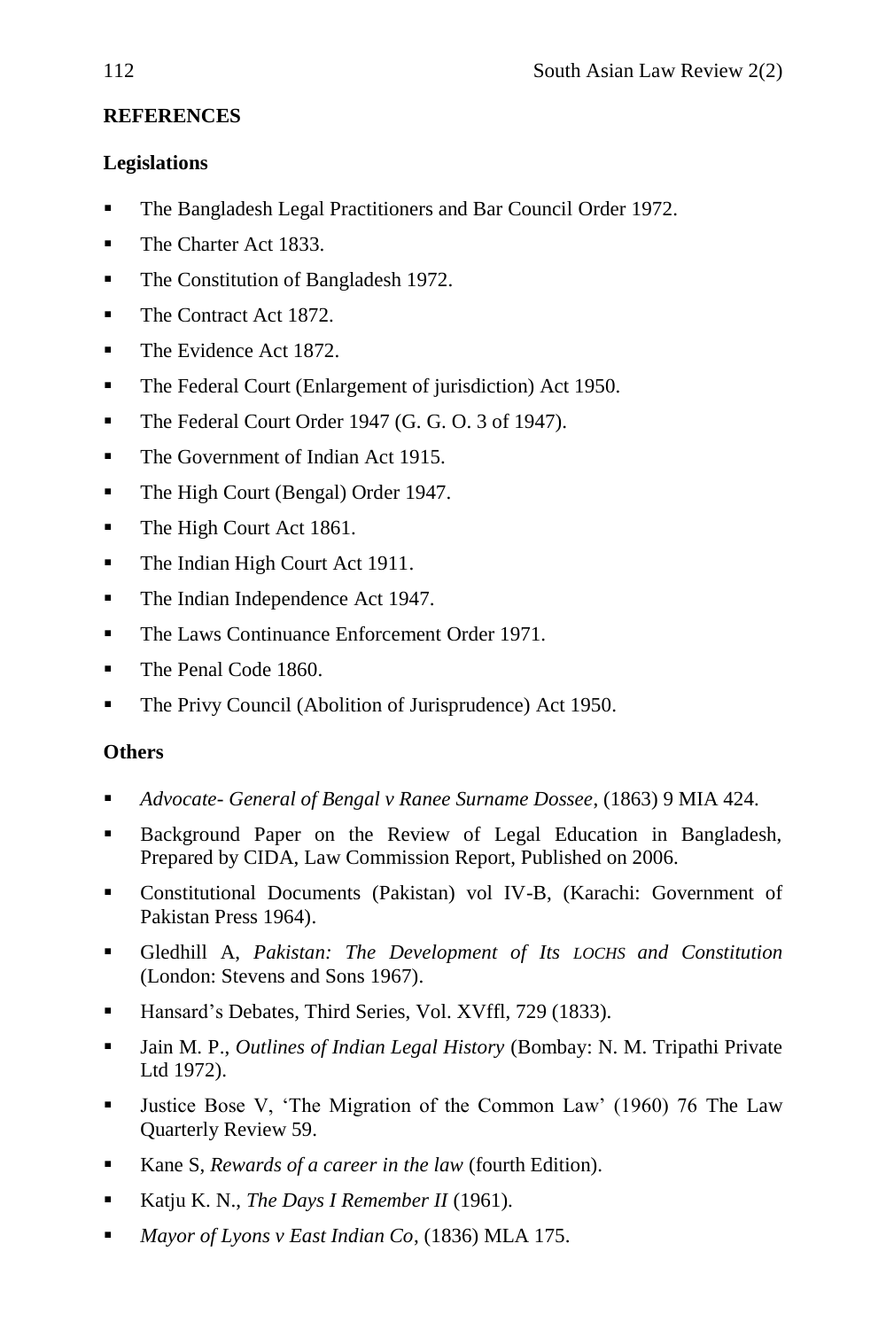## REFERENCES

### Legislations

- The Bangladesh Legal Practitioners and Bar Council Order 1972.
- The Charter Act 1833.
- The Constitution of Bangladesh 1972.
- The Contract Act 1872.
- The Evidence Act 1872.
- The Federal Court (Enlargement of jurisdiction) Act 1950.
- The Federal Court Order 1947 (G. G. O. 3 of 1947).
- The Government of Indian Act 1915.
- The High Court (Bengal) Order 1947.
- The High Court Act 1861.
- The Indian High Court Act 1911.
- The Indian Independence Act 1947.
- The Laws Continuance Enforcement Order 1971.
- The Penal Code 1860.
- The Privy Council (Abolition of Jurisprudence) Act 1950.

### Others

- *Advocate- General of Bengal v Ranee Surname Dossee*, (1863) 9 MIA 424.
- Background Paper on the Review of Legal Education in Bangladesh, Prepared by CIDA, Law Commission Report, Published on 2006.
- Constitutional Documents (Pakistan) vol IV-B, (Karachi: Government of Pakistan Press 1964).
- Gledhill A, *Pakistan: The Development of Its LOCHS and Constitution* (London: Stevens and Sons 1967).
- Hansard's Debates, Third Series, Vol. XVffl, 729 (1833).
- Jain M. P., *Outlines of Indian Legal History* (Bombay: N. M. Tripathi Private Ltd 1972).
- Justice Bose V, 'The Migration of the Common Law' (1960) 76 The Law Quarterly Review 59.
- Kane S, *Rewards of a career in the law* (fourth Edition).
- Katju K. N., *The Days I Remember II* (1961).
- *Mayor of Lyons v East Indian Co*, (1836) MLA 175.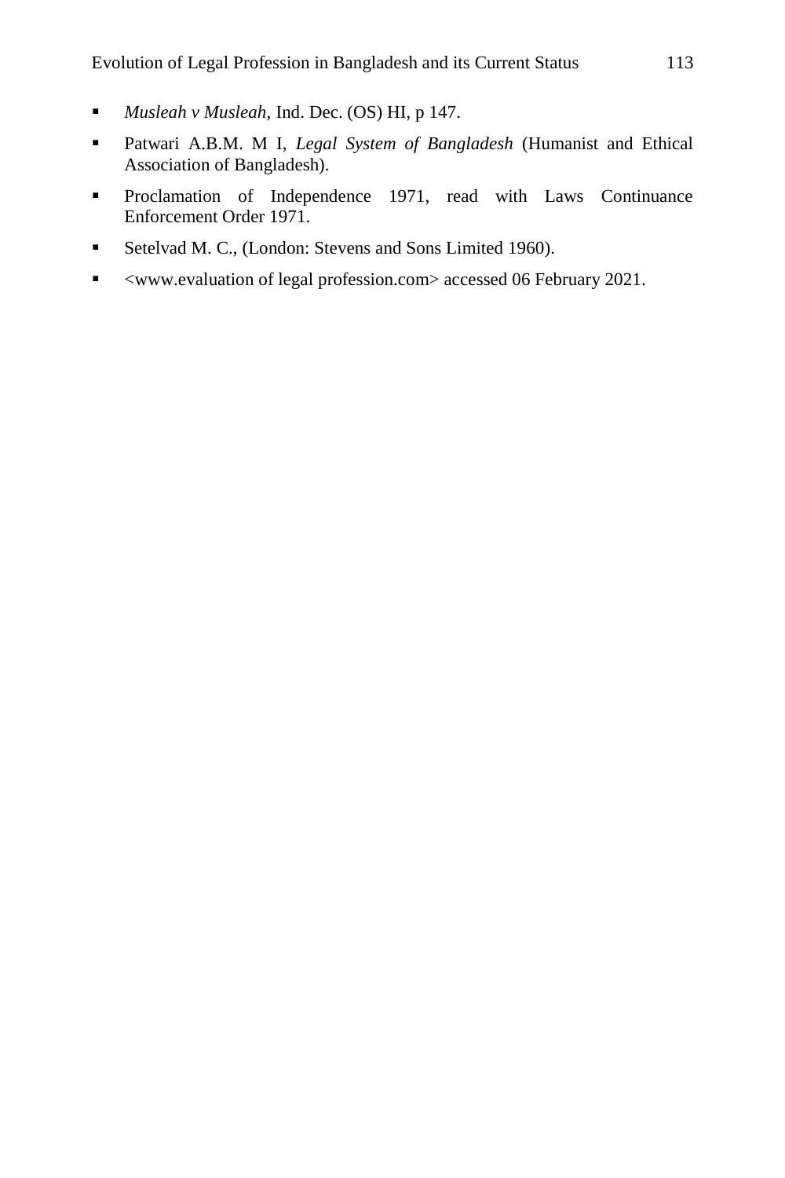- *Musleah v Musleah*, Ind. Dec. (OS) HI, p 147.
- Patwari A.B.M. M I, *Legal System of Bangladesh* (Humanist and Ethical Association of Bangladesh).
- Proclamation of Independence 1971, read with Laws Continuance Enforcement Order 1971.
- Setelvad M. C., (London: Stevens and Sons Limited 1960).
- <www.evaluation of legal profession.com> accessed 06 February 2021.